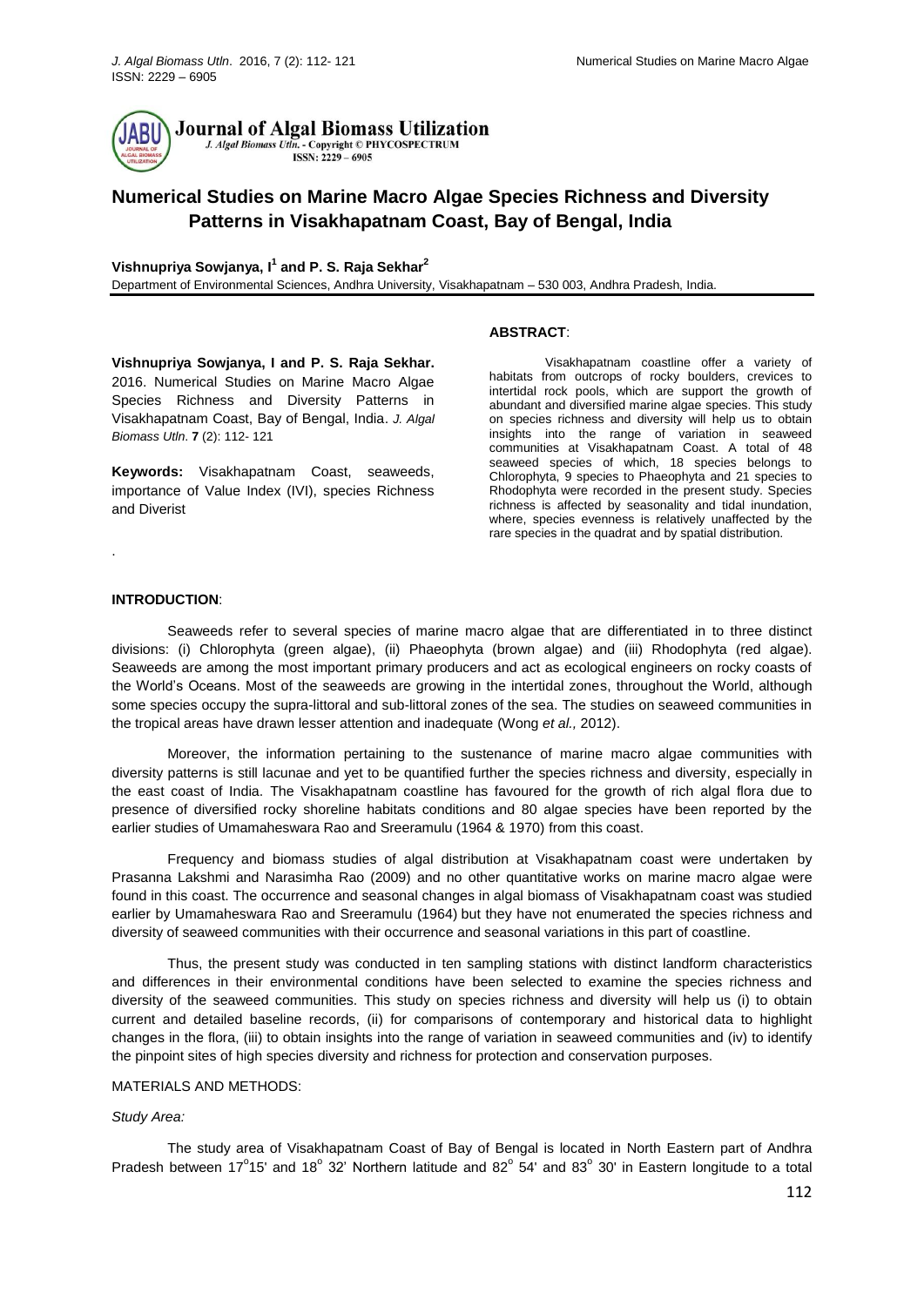# Numerical Studies on Marine Macro Algae Species Richness and Diversity Patterns in Visakhapatnam Coast, Bay of Bengal, India

**Vishnupriya Sowjanya, I[1] and P. S. Raja Sekhar[2]**

Department of Environmental Sciences, Andhra University, Visakhapatnam – 530 003, Andhra Pradesh, India.

**Vishnupriya Sowjanya, I and P. S. Raja Sekhar.** 2016. Numerical Studies on Marine Macro Algae Species Richness and Diversity Patterns in Visakhapatnam Coast, Bay of Bengal, India. *J. Algal Biomass Utln.* **7** (2): 112- 121

**Keywords:** Visakhapatnam Coast, seaweeds, importance of Value Index (IVI), species Richness and Diverist

.

**ABSTRACT**:

Visakhapatnam coastline offer a variety of habitats from outcrops of rocky boulders, crevices to intertidal rock pools, which are support the growth of abundant and diversified marine algae species. This study on species richness and diversity will help us to obtain insights into the range of variation in seaweed communities at Visakhapatnam Coast. A total of 48 seaweed species of which, 18 species belongs to Chlorophyta, 9 species to Phaeophyta and 21 species to Rhodophyta were recorded in the present study. Species richness is affected by seasonality and tidal inundation, where, species evenness is relatively unaffected by the rare species in the quadrat and by spatial distribution.

**INTRODUCTION**:

Seaweeds refer to several species of marine macro algae that are differentiated in to three distinct divisions: (i) Chlorophyta (green algae), (ii) Phaeophyta (brown algae) and (iii) Rhodophyta (red algae). Seaweeds are among the most important primary producers and act as ecological engineers on rocky coasts of the World's Oceans. Most of the seaweeds are growing in the intertidal zones, throughout the World, although some species occupy the supra-littoral and sub-littoral zones of the sea. The studies on seaweed communities in the tropical areas have drawn lesser attention and inadequate (Wong *et al.,* 2012).

Moreover, the information pertaining to the sustenance of marine macro algae communities with diversity patterns is still lacunae and yet to be quantified further the species richness and diversity, especially in the east coast of India. The Visakhapatnam coastline has favoured for the growth of rich algal flora due to presence of diversified rocky shoreline habitats conditions and 80 algae species have been reported by the earlier studies of Umamaheswara Rao and Sreeramulu (1964 & 1970) from this coast.

Frequency and biomass studies of algal distribution at Visakhapatnam coast were undertaken by Prasanna Lakshmi and Narasimha Rao (2009) and no other quantitative works on marine macro algae were found in this coast. The occurrence and seasonal changes in algal biomass of Visakhapatnam coast was studied earlier by Umamaheswara Rao and Sreeramulu (1964) but they have not enumerated the species richness and diversity of seaweed communities with their occurrence and seasonal variations in this part of coastline.

Thus, the present study was conducted in ten sampling stations with distinct landform characteristics and differences in their environmental conditions have been selected to examine the species richness and diversity of the seaweed communities. This study on species richness and diversity will help us (i) to obtain current and detailed baseline records, (ii) for comparisons of contemporary and historical data to highlight changes in the flora, (iii) to obtain insights into the range of variation in seaweed communities and (iv) to identify the pinpoint sites of high species diversity and richness for protection and conservation purposes.

MATERIALS AND METHODS:

*Study Area:*

The study area of Visakhapatnam Coast of Bay of Bengal is located in North Eastern part of Andhra Pradesh between 17°15' and 18° 32' Northern latitude and 82° 54' and 83° 30' in Eastern longitude to a total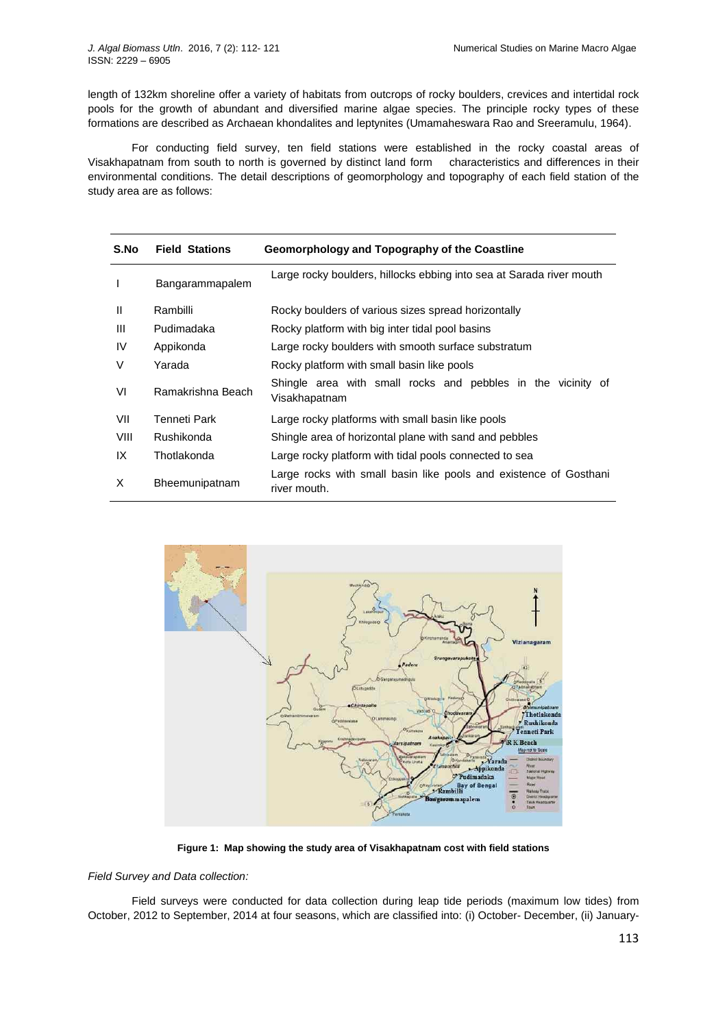length of 132km shoreline offer a variety of habitats from outcrops of rocky boulders, crevices and intertidal rock pools for the growth of abundant and diversified marine algae species. The principle rocky types of these formations are described as Archaean khondalites and leptynites (Umamaheswara Rao and Sreeramulu, 1964).

For conducting field survey, ten field stations were established in the rocky coastal areas of Visakhapatnam from south to north is governed by distinct land form characteristics and differences in their environmental conditions. The detail descriptions of geomorphology and topography of each field station of the study area are as follows:

| S.No | Field Stations | Geomorphology and Topography of the Coastline |
|---|---|---|
| I | Bangarammapalem | Large rocky boulders, hillocks ebbing into sea at Sarada river mouth |
| II | Rambilli | Rocky boulders of various sizes spread horizontally |
| III | Pudimadaka | Rocky platform with big inter tidal pool basins |
| IV | Appikonda | Large rocky boulders with smooth surface substratum |
| V | Yarada | Rocky platform with small basin like pools |
| VI | Ramakrishna Beach | Shingle area with small rocks and pebbles in the vicinity of Visakhapatnam |
| VII | Tenneti Park | Large rocky platforms with small basin like pools |
| VIII | Rushikonda | Shingle area of horizontal plane with sand and pebbles |
| IX | Thotlakonda | Large rocky platform with tidal pools connected to sea |
| X | Bheemunipatnam | Large rocks with small basin like pools and existence of Gosthani river mouth. |

**Figure 1: Map showing the study area of Visakhapatnam cost with field stations**

*Field Survey and Data collection:*

Field surveys were conducted for data collection during leap tide periods (maximum low tides) from October, 2012 to September, 2014 at four seasons, which are classified into: (i) October- December, (ii) January-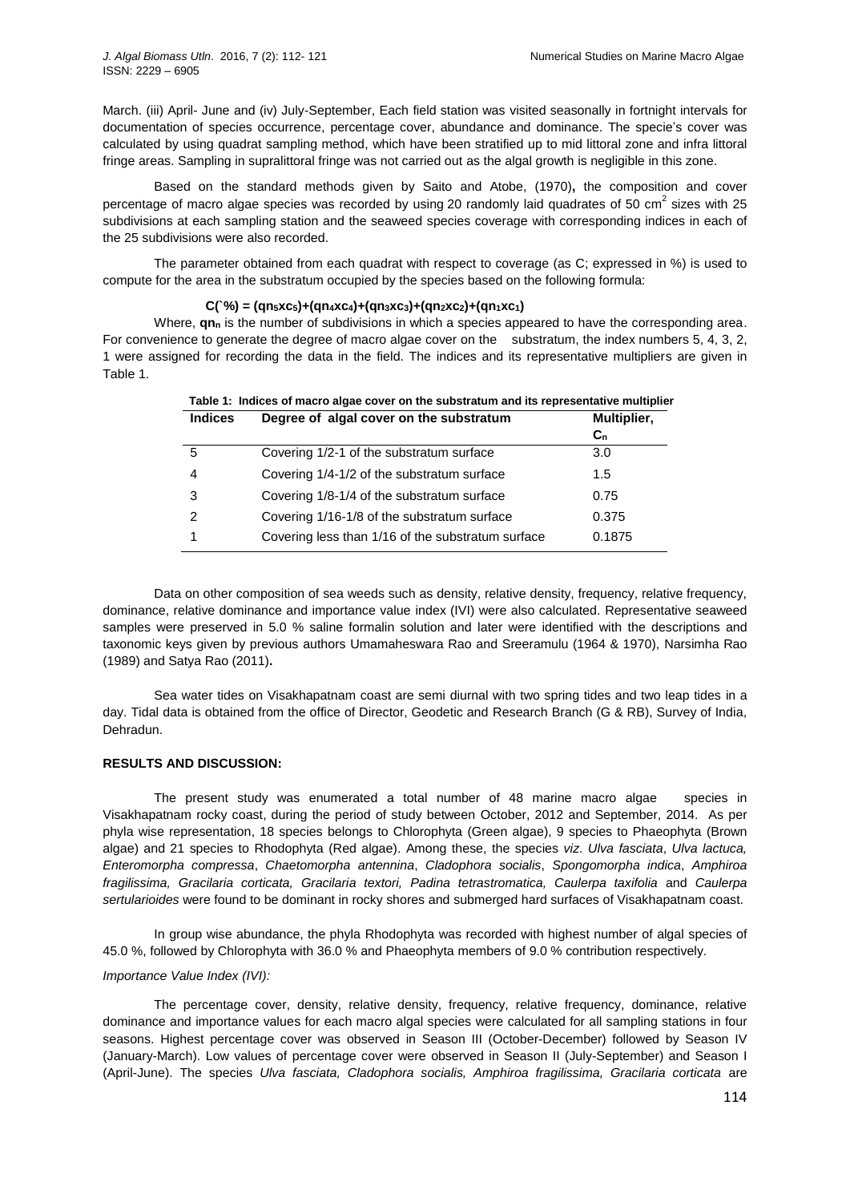March. (iii) April- June and (iv) July-September, Each field station was visited seasonally in fortnight intervals for documentation of species occurrence, percentage cover, abundance and dominance. The specie's cover was calculated by using quadrat sampling method, which have been stratified up to mid littoral zone and infra littoral fringe areas. Sampling in supralittoral fringe was not carried out as the algal growth is negligible in this zone.

Based on the standard methods given by Saito and Atobe, (1970)**,** the composition and cover percentage of macro algae species was recorded by using 20 randomly laid quadrates of 50 $cm^2$ sizes with 25 subdivisions at each sampling station and the seaweed species coverage with corresponding indices in each of the 25 subdivisions were also recorded.

The parameter obtained from each quadrat with respect to coverage (as C; expressed in %) is used to compute for the area in the substratum occupied by the species based on the following formula:

$$C(`\%) = (qn_5 x c_5)+(qn_4 x c_4)+(qn_3 x c_3)+(qn_2 x c_2)+(qn_1 x c_1)$$

Where, $qn_n$ is the number of subdivisions in which a species appeared to have the corresponding area. For convenience to generate the degree of macro algae cover on the substratum, the index numbers 5, 4, 3, 2, 1 were assigned for recording the data in the field. The indices and its representative multipliers are given in Table 1.

**Table 1: Indices of macro algae cover on the substratum and its representative multiplier**

| Indices | Degree of algal cover on the substratum | Multiplier, $C_n$ |
|---|---|---|
| 5 | Covering 1/2-1 of the substratum surface | 3.0 |
| 4 | Covering 1/4-1/2 of the substratum surface | 1.5 |
| 3 | Covering 1/8-1/4 of the substratum surface | 0.75 |
| 2 | Covering 1/16-1/8 of the substratum surface | 0.375 |
| 1 | Covering less than 1/16 of the substratum surface | 0.1875 |

Data on other composition of sea weeds such as density, relative density, frequency, relative frequency, dominance, relative dominance and importance value index (IVI) were also calculated. Representative seaweed samples were preserved in 5.0 % saline formalin solution and later were identified with the descriptions and taxonomic keys given by previous authors Umamaheswara Rao and Sreeramulu (1964 & 1970), Narsimha Rao (1989) and Satya Rao (2011)**.**

Sea water tides on Visakhapatnam coast are semi diurnal with two spring tides and two leap tides in a day. Tidal data is obtained from the office of Director, Geodetic and Research Branch (G & RB), Survey of India, Dehradun.

## RESULTS AND DISCUSSION:

The present study was enumerated a total number of 48 marine macro algae species in Visakhapatnam rocky coast, during the period of study between October, 2012 and September, 2014. As per phyla wise representation, 18 species belongs to Chlorophyta (Green algae), 9 species to Phaeophyta (Brown algae) and 21 species to Rhodophyta (Red algae). Among these, the species *viz. Ulva fasciata*, *Ulva lactuca, Enteromorpha compressa*, *Chaetomorpha antennina*, *Cladophora socialis*, *Spongomorpha indica*, *Amphiroa fragilissima, Gracilaria corticata, Gracilaria textori, Padina tetrastromatica, Caulerpa taxifolia* and *Caulerpa sertularioides* were found to be dominant in rocky shores and submerged hard surfaces of Visakhapatnam coast.

In group wise abundance, the phyla Rhodophyta was recorded with highest number of algal species of 45.0 %, followed by Chlorophyta with 36.0 % and Phaeophyta members of 9.0 % contribution respectively.

*Importance Value Index (IVI):*

The percentage cover, density, relative density, frequency, relative frequency, dominance, relative dominance and importance values for each macro algal species were calculated for all sampling stations in four seasons. Highest percentage cover was observed in Season III (October-December) followed by Season IV (January-March). Low values of percentage cover were observed in Season II (July-September) and Season I (April-June). The species *Ulva fasciata, Cladophora socialis, Amphiroa fragilissima, Gracilaria corticata* are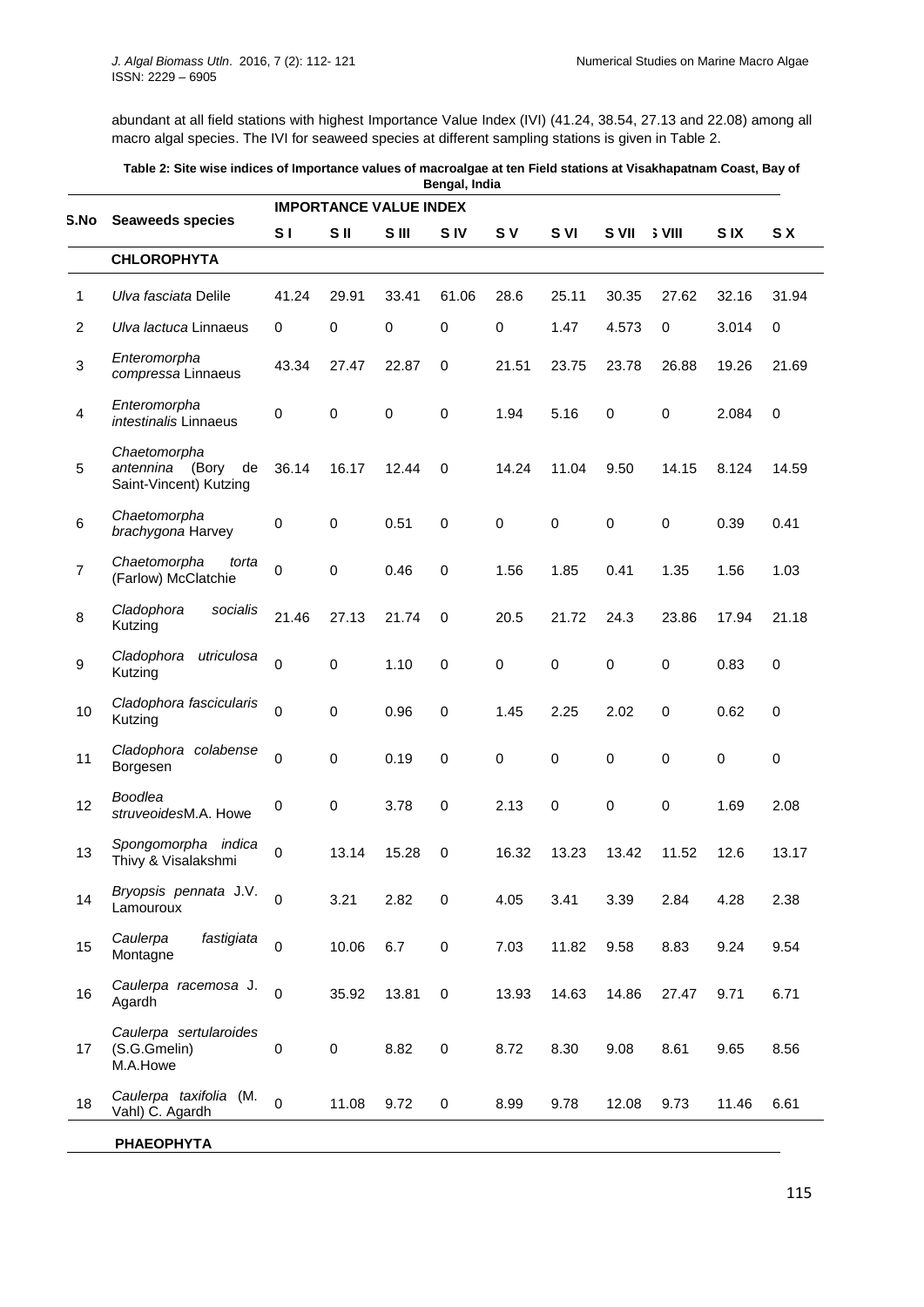abundant at all field stations with highest Importance Value Index (IVI) (41.24, 38.54, 27.13 and 22.08) among all macro algal species. The IVI for seaweed species at different sampling stations is given in Table 2.

**Table 2: Site wise indices of Importance values of macroalgae at ten Field stations at Visakhapatnam Coast, Bay of Bengal, India**

| S.No | Seaweeds species | IMPORTANCE VALUE INDEX | | | | | | | | | |
|---|---|---|---|---|---|---|---|---|---|---|---|
| | | S I | S II | S III | S IV | S V | S VI | S VII | S VIII | S IX | S X |
| | **CHLOROPHYTA** | | | | | | | | | | |
| 1 | *Ulva fasciata* Delile | 41.24 | 29.91 | 33.41 | 61.06 | 28.6 | 25.11 | 30.35 | 27.62 | 32.16 | 31.94 |
| 2 | *Ulva lactuca* Linnaeus | 0 | 0 | 0 | 0 | 0 | 1.47 | 4.573 | 0 | 3.014 | 0 |
| 3 | *Enteromorpha compressa* Linnaeus | 43.34 | 27.47 | 22.87 | 0 | 21.51 | 23.75 | 23.78 | 26.88 | 19.26 | 21.69 |
| 4 | *Enteromorpha intestinalis* Linnaeus | 0 | 0 | 0 | 0 | 1.94 | 5.16 | 0 | 0 | 2.084 | 0 |
| 5 | *Chaetomorpha antennina* (Bory de Saint-Vincent) Kutzing | 36.14 | 16.17 | 12.44 | 0 | 14.24 | 11.04 | 9.50 | 14.15 | 8.124 | 14.59 |
| 6 | *Chaetomorpha brachygona* Harvey | 0 | 0 | 0.51 | 0 | 0 | 0 | 0 | 0 | 0.39 | 0.41 |
| 7 | *Chaetomorpha torta* (Farlow) McClatchie | 0 | 0 | 0.46 | 0 | 1.56 | 1.85 | 0.41 | 1.35 | 1.56 | 1.03 |
| 8 | *Cladophora socialis* Kutzing | 21.46 | 27.13 | 21.74 | 0 | 20.5 | 21.72 | 24.3 | 23.86 | 17.94 | 21.18 |
| 9 | *Cladophora utriculosa* Kutzing | 0 | 0 | 1.10 | 0 | 0 | 0 | 0 | 0 | 0.83 | 0 |
| 10 | *Cladophora fascicularis* Kutzing | 0 | 0 | 0.96 | 0 | 1.45 | 2.25 | 2.02 | 0 | 0.62 | 0 |
| 11 | *Cladophora colabense* Borgesen | 0 | 0 | 0.19 | 0 | 0 | 0 | 0 | 0 | 0 | 0 |
| 12 | *Boodlea struveoides* M.A. Howe | 0 | 0 | 3.78 | 0 | 2.13 | 0 | 0 | 0 | 1.69 | 2.08 |
| 13 | *Spongomorpha indica* Thivy & Visalakshmi | 0 | 13.14 | 15.28 | 0 | 16.32 | 13.23 | 13.42 | 11.52 | 12.6 | 13.17 |
| 14 | *Bryopsis pennata* J.V. Lamouroux | 0 | 3.21 | 2.82 | 0 | 4.05 | 3.41 | 3.39 | 2.84 | 4.28 | 2.38 |
| 15 | *Caulerpa fastigiata* Montagne | 0 | 10.06 | 6.7 | 0 | 7.03 | 11.82 | 9.58 | 8.83 | 9.24 | 9.54 |
| 16 | *Caulerpa racemosa* J. Agardh | 0 | 35.92 | 13.81 | 0 | 13.93 | 14.63 | 14.86 | 27.47 | 9.71 | 6.71 |
| 17 | *Caulerpa sertularoides* (S.G.Gmelin) M.A.Howe | 0 | 0 | 8.82 | 0 | 8.72 | 8.30 | 9.08 | 8.61 | 9.65 | 8.56 |
| 18 | *Caulerpa taxifolia* (M. Vahl) C. Agardh | 0 | 11.08 | 9.72 | 0 | 8.99 | 9.78 | 12.08 | 9.73 | 11.46 | 6.61 |
| | **PHAEOPHYTA** | | | | | | | | | | |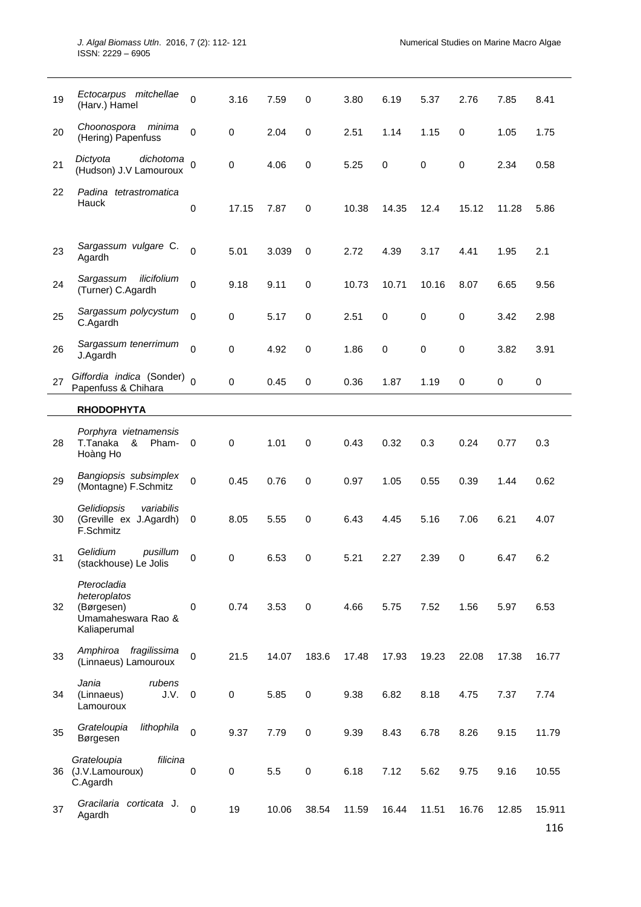| | | | | | | | | | | | |
|---|---|---|---|---|---|---|---|---|---|---|---|
| 19 | *Ectocarpus mitchellae* (Harv.) Hamel | 0 | 3.16 | 7.59 | 0 | 3.80 | 6.19 | 5.37 | 2.76 | 7.85 | 8.41 |
| 20 | *Choonospora minima* (Hering) Papenfuss | 0 | 0 | 2.04 | 0 | 2.51 | 1.14 | 1.15 | 0 | 1.05 | 1.75 |
| 21 | *Dictyota dichotoma* (Hudson) J.V Lamouroux | 0 | 0 | 4.06 | 0 | 5.25 | 0 | 0 | 0 | 2.34 | 0.58 |
| 22 | *Padina tetrastromatica* Hauck | 0 | 17.15 | 7.87 | 0 | 10.38 | 14.35 | 12.4 | 15.12 | 11.28 | 5.86 |
| 23 | *Sargassum vulgare* C. Agardh | 0 | 5.01 | 3.039 | 0 | 2.72 | 4.39 | 3.17 | 4.41 | 1.95 | 2.1 |
| 24 | *Sargassum ilicifolium* (Turner) C.Agardh | 0 | 9.18 | 9.11 | 0 | 10.73 | 10.71 | 10.16 | 8.07 | 6.65 | 9.56 |
| 25 | *Sargassum polycystum* C.Agardh | 0 | 0 | 5.17 | 0 | 2.51 | 0 | 0 | 0 | 3.42 | 2.98 |
| 26 | *Sargassum tenerrimum* J.Agardh | 0 | 0 | 4.92 | 0 | 1.86 | 0 | 0 | 0 | 3.82 | 3.91 |
| 27 | *Giffordia indica* (Sonder) Papenfuss & Chihara | 0 | 0 | 0.45 | 0 | 0.36 | 1.87 | 1.19 | 0 | 0 | 0 |
| | **RHODOPHYTA** | | | | | | | | | | |
| 28 | *Porphyra vietnamensis* T.Tanaka & Pham-Hoàng Ho | 0 | 0 | 1.01 | 0 | 0.43 | 0.32 | 0.3 | 0.24 | 0.77 | 0.3 |
| 29 | *Bangiopsis subsimplex* (Montagne) F.Schmitz | 0 | 0.45 | 0.76 | 0 | 0.97 | 1.05 | 0.55 | 0.39 | 1.44 | 0.62 |
| 30 | *Gelidiopsis variabilis* (Greville ex J.Agardh) F.Schmitz | 0 | 8.05 | 5.55 | 0 | 6.43 | 4.45 | 5.16 | 7.06 | 6.21 | 4.07 |
| 31 | *Gelidium pusillum* (stackhouse) Le Jolis | 0 | 0 | 6.53 | 0 | 5.21 | 2.27 | 2.39 | 0 | 6.47 | 6.2 |
| 32 | *Pterocladia heteroplatos* (Børgesen) Umamaheswara Rao & Kaliaperumal | 0 | 0.74 | 3.53 | 0 | 4.66 | 5.75 | 7.52 | 1.56 | 5.97 | 6.53 |
| 33 | *Amphiroa fragilissima* (Linnaeus) Lamouroux | 0 | 21.5 | 14.07 | 183.6 | 17.48 | 17.93 | 19.23 | 22.08 | 17.38 | 16.77 |
| 34 | *Jania rubens* (Linnaeus) J.V. Lamouroux | 0 | 0 | 5.85 | 0 | 9.38 | 6.82 | 8.18 | 4.75 | 7.37 | 7.74 |
| 35 | *Grateloupia lithophila* Børgesen | 0 | 9.37 | 7.79 | 0 | 9.39 | 8.43 | 6.78 | 8.26 | 9.15 | 11.79 |
| 36 | *Grateloupia filicina* (J.V.Lamouroux) C.Agardh | 0 | 0 | 5.5 | 0 | 6.18 | 7.12 | 5.62 | 9.75 | 9.16 | 10.55 |
| 37 | *Gracilaria corticata* J. Agardh | 0 | 19 | 10.06 | 38.54 | 11.59 | 16.44 | 11.51 | 16.76 | 12.85 | 15.911 |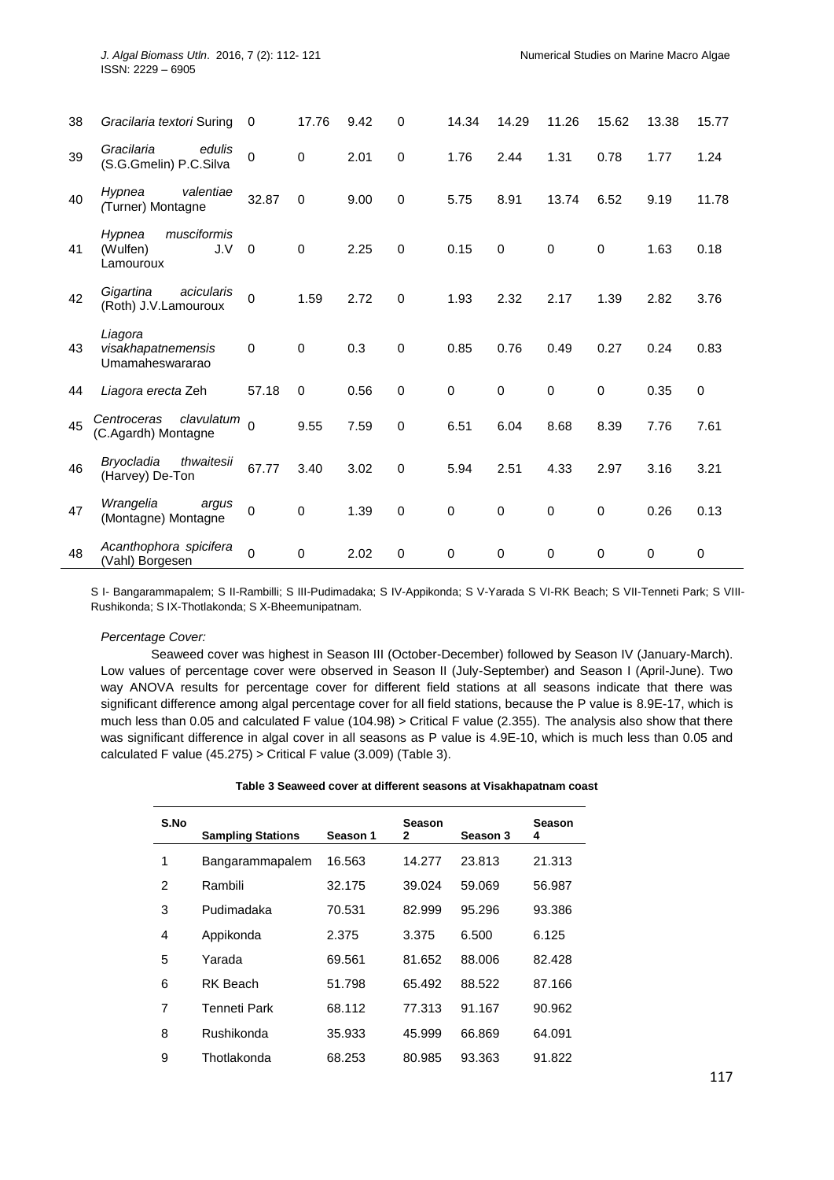| 38 | *Gracilaria textori* Suring | 0 | 17.76 | 9.42 | 0 | 14.34 | 14.29 | 11.26 | 15.62 | 13.38 | 15.77 |
|---|---|---|---|---|---|---|---|---|---|---|---|
| 39 | *Gracilaria edulis* (S.G.Gmelin) P.C.Silva | 0 | 0 | 2.01 | 0 | 1.76 | 2.44 | 1.31 | 0.78 | 1.77 | 1.24 |
| 40 | *Hypnea valentiae* (Turner) Montagne | 32.87 | 0 | 9.00 | 0 | 5.75 | 8.91 | 13.74 | 6.52 | 9.19 | 11.78 |
| 41 | *Hypnea musciformis* (Wulfen) J.V Lamouroux | 0 | 0 | 2.25 | 0 | 0.15 | 0 | 0 | 0 | 1.63 | 0.18 |
| 42 | *Gigartina acicularis* (Roth) J.V.Lamouroux | 0 | 1.59 | 2.72 | 0 | 1.93 | 2.32 | 2.17 | 1.39 | 2.82 | 3.76 |
| 43 | *Liagora visakhapatnemensis* Umamaheswararao | 0 | 0 | 0.3 | 0 | 0.85 | 0.76 | 0.49 | 0.27 | 0.24 | 0.83 |
| 44 | *Liagora erecta* Zeh | 57.18 | 0 | 0.56 | 0 | 0 | 0 | 0 | 0 | 0.35 | 0 |
| 45 | *Centroceras clavulatum* (C.Agardh) Montagne | 0 | 9.55 | 7.59 | 0 | 6.51 | 6.04 | 8.68 | 8.39 | 7.76 | 7.61 |
| 46 | *Bryocladia thwaitesii* (Harvey) De-Ton | 67.77 | 3.40 | 3.02 | 0 | 5.94 | 2.51 | 4.33 | 2.97 | 3.16 | 3.21 |
| 47 | *Wrangelia argus* (Montagne) Montagne | 0 | 0 | 1.39 | 0 | 0 | 0 | 0 | 0 | 0.26 | 0.13 |
| 48 | *Acanthophora spicifera* (Vahl) Borgesen | 0 | 0 | 2.02 | 0 | 0 | 0 | 0 | 0 | 0 | 0 |

S I- Bangarammapalem; S II-Rambilli; S III-Pudimadaka; S IV-Appikonda; S V-Yarada S VI-RK Beach; S VII-Tenneti Park; S VIII-Rushikonda; S IX-Thotlakonda; S X-Bheemunipatnam.

*Percentage Cover:*

Seaweed cover was highest in Season III (October-December) followed by Season IV (January-March). Low values of percentage cover were observed in Season II (July-September) and Season I (April-June). Two way ANOVA results for percentage cover for different field stations at all seasons indicate that there was significant difference among algal percentage cover for all field stations, because the P value is 8.9E-17, which is much less than 0.05 and calculated F value (104.98) > Critical F value (2.355). The analysis also show that there was significant difference in algal cover in all seasons as P value is 4.9E-10, which is much less than 0.05 and calculated F value (45.275) > Critical F value (3.009) (Table 3).

**Table 3 Seaweed cover at different seasons at Visakhapatnam coast**

| S.No | Sampling Stations | Season 1 | Season 2 | Season 3 | Season 4 |
|---|---|---|---|---|---|
| 1 | Bangarammapalem | 16.563 | 14.277 | 23.813 | 21.313 |
| 2 | Rambili | 32.175 | 39.024 | 59.069 | 56.987 |
| 3 | Pudimadaka | 70.531 | 82.999 | 95.296 | 93.386 |
| 4 | Appikonda | 2.375 | 3.375 | 6.500 | 6.125 |
| 5 | Yarada | 69.561 | 81.652 | 88.006 | 82.428 |
| 6 | RK Beach | 51.798 | 65.492 | 88.522 | 87.166 |
| 7 | Tenneti Park | 68.112 | 77.313 | 91.167 | 90.962 |
| 8 | Rushikonda | 35.933 | 45.999 | 66.869 | 64.091 |
| 9 | Thotlakonda | 68.253 | 80.985 | 93.363 | 91.822 |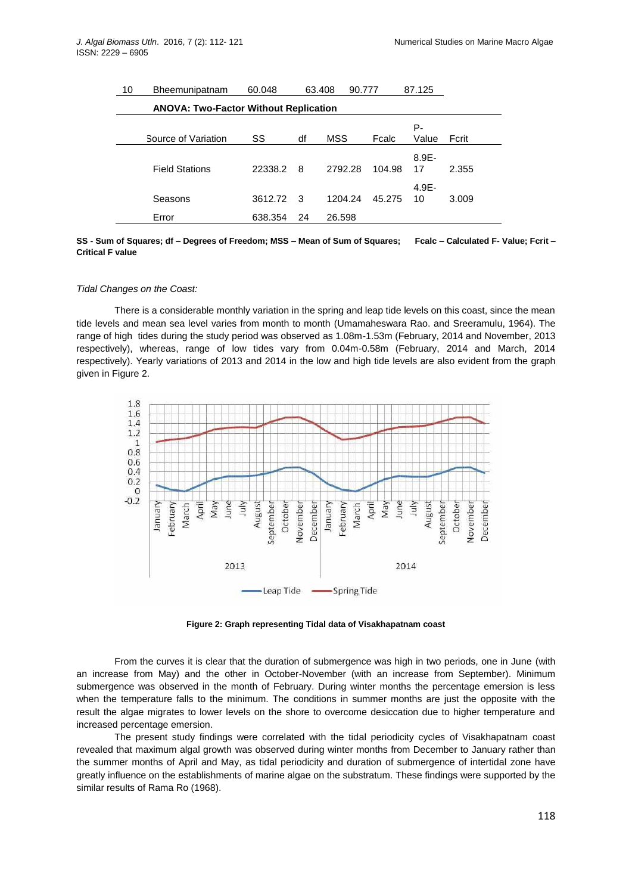| 10 | Bheemunipatnam | 60.048 | 63.408 | 90.777 | 87.125 |
|---|---|---|---|---|---|

**ANOVA: Two-Factor Without Replication**

| Source of Variation | SS | df | MSS | Fcalc | P-Value | Fcrit |
|---|---|---|---|---|---|---|
| Field Stations | 22338.2 | 8 | 2792.28 | 104.98 | 8.9E-17 | 2.355 |
| Seasons | 3612.72 | 3 | 1204.24 | 45.275 | 4.9E-10 | 3.009 |
| Error | 638.354 | 24 | 26.598 | | | |

**SS - Sum of Squares; df – Degrees of Freedom; MSS – Mean of Sum of Squares; Fcalc – Calculated F- Value; Fcrit – Critical F value**

*Tidal Changes on the Coast:*

There is a considerable monthly variation in the spring and leap tide levels on this coast, since the mean tide levels and mean sea level varies from month to month (Umamaheswara Rao. and Sreeramulu, 1964). The range of high tides during the study period was observed as 1.08m-1.53m (February, 2014 and November, 2013 respectively), whereas, range of low tides vary from 0.04m-0.58m (February, 2014 and March, 2014 respectively). Yearly variations of 2013 and 2014 in the low and high tide levels are also evident from the graph given in Figure 2.

**Figure 2: Graph representing Tidal data of Visakhapatnam coast**

From the curves it is clear that the duration of submergence was high in two periods, one in June (with an increase from May) and the other in October-November (with an increase from September). Minimum submergence was observed in the month of February. During winter months the percentage emersion is less when the temperature falls to the minimum. The conditions in summer months are just the opposite with the result the algae migrates to lower levels on the shore to overcome desiccation due to higher temperature and increased percentage emersion.

The present study findings were correlated with the tidal periodicity cycles of Visakhapatnam coast revealed that maximum algal growth was observed during winter months from December to January rather than the summer months of April and May, as tidal periodicity and duration of submergence of intertidal zone have greatly influence on the establishments of marine algae on the substratum. These findings were supported by the similar results of Rama Ro (1968).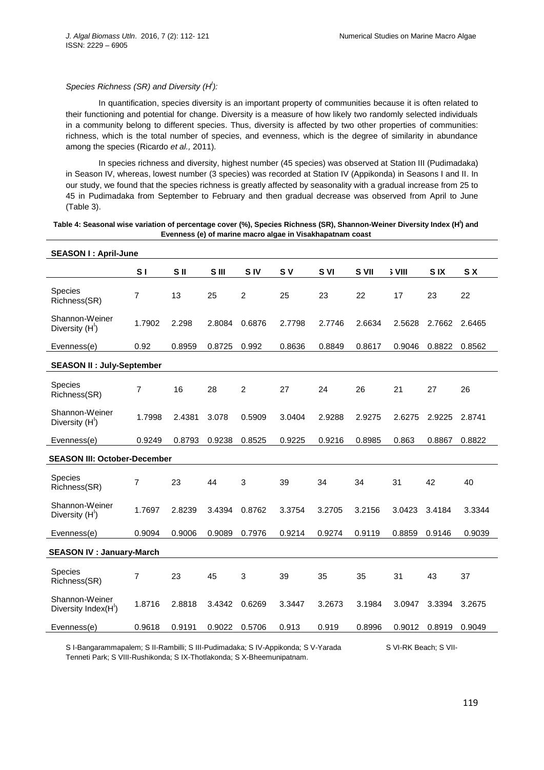*Species Richness (SR) and Diversity ($H^I$):*

In quantification, species diversity is an important property of communities because it is often related to their functioning and potential for change. Diversity is a measure of how likely two randomly selected individuals in a community belong to different species. Thus, diversity is affected by two other properties of communities: richness, which is the total number of species, and evenness, which is the degree of similarity in abundance among the species (Ricardo *et al.,* 2011).

In species richness and diversity, highest number (45 species) was observed at Station III (Pudimadaka) in Season IV, whereas, lowest number (3 species) was recorded at Station IV (Appikonda) in Seasons I and II. In our study, we found that the species richness is greatly affected by seasonality with a gradual increase from 25 to 45 in Pudimadaka from September to February and then gradual decrease was observed from April to June (Table 3).

**Table 4: Seasonal wise variation of percentage cover (%), Species Richness (SR), Shannon-Weiner Diversity Index ($H^I$) and Evenness (e) of marine macro algae in Visakhapatnam coast**

| **SEASON I : April-June** | | | | | | | | | | |
|---|---|---|---|---|---|---|---|---|---|---|
| | **S I** | **S II** | **S III** | **S IV** | **S V** | **S VI** | **S VII** | **S VIII** | **S IX** | **S X** |
| Species Richness(SR) | 7 | 13 | 25 | 2 | 25 | 23 | 22 | 17 | 23 | 22 |
| Shannon-Weiner Diversity ($H^I$) | 1.7902 | 2.298 | 2.8084 | 0.6876 | 2.7798 | 2.7746 | 2.6634 | 2.5628 | 2.7662 | 2.6465 |
| Evenness(e) | 0.92 | 0.8959 | 0.8725 | 0.992 | 0.8636 | 0.8849 | 0.8617 | 0.9046 | 0.8822 | 0.8562 |
| **SEASON II : July-September** | | | | | | | | | | |
| Species Richness(SR) | 7 | 16 | 28 | 2 | 27 | 24 | 26 | 21 | 27 | 26 |
| Shannon-Weiner Diversity ($H^I$) | 1.7998 | 2.4381 | 3.078 | 0.5909 | 3.0404 | 2.9288 | 2.9275 | 2.6275 | 2.9225 | 2.8741 |
| Evenness(e) | 0.9249 | 0.8793 | 0.9238 | 0.8525 | 0.9225 | 0.9216 | 0.8985 | 0.863 | 0.8867 | 0.8822 |
| **SEASON III: October-December** | | | | | | | | | | |
| Species Richness(SR) | 7 | 23 | 44 | 3 | 39 | 34 | 34 | 31 | 42 | 40 |
| Shannon-Weiner Diversity ($H^I$) | 1.7697 | 2.8239 | 3.4394 | 0.8762 | 3.3754 | 3.2705 | 3.2156 | 3.0423 | 3.4184 | 3.3344 |
| Evenness(e) | 0.9094 | 0.9006 | 0.9089 | 0.7976 | 0.9214 | 0.9274 | 0.9119 | 0.8859 | 0.9146 | 0.9039 |
| **SEASON IV : January-March** | | | | | | | | | | |
| Species Richness(SR) | 7 | 23 | 45 | 3 | 39 | 35 | 35 | 31 | 43 | 37 |
| Shannon-Weiner Diversity Index($H^I$) | 1.8716 | 2.8818 | 3.4342 | 0.6269 | 3.3447 | 3.2673 | 3.1984 | 3.0947 | 3.3394 | 3.2675 |
| Evenness(e) | 0.9618 | 0.9191 | 0.9022 | 0.5706 | 0.913 | 0.919 | 0.8996 | 0.9012 | 0.8919 | 0.9049 |

S I-Bangarammapalem; S II-Rambilli; S III-Pudimadaka; S IV-Appikonda; S V-Yarada S VI-RK Beach; S VII-Tenneti Park; S VIII-Rushikonda; S IX-Thotlakonda; S X-Bheemunipatnam.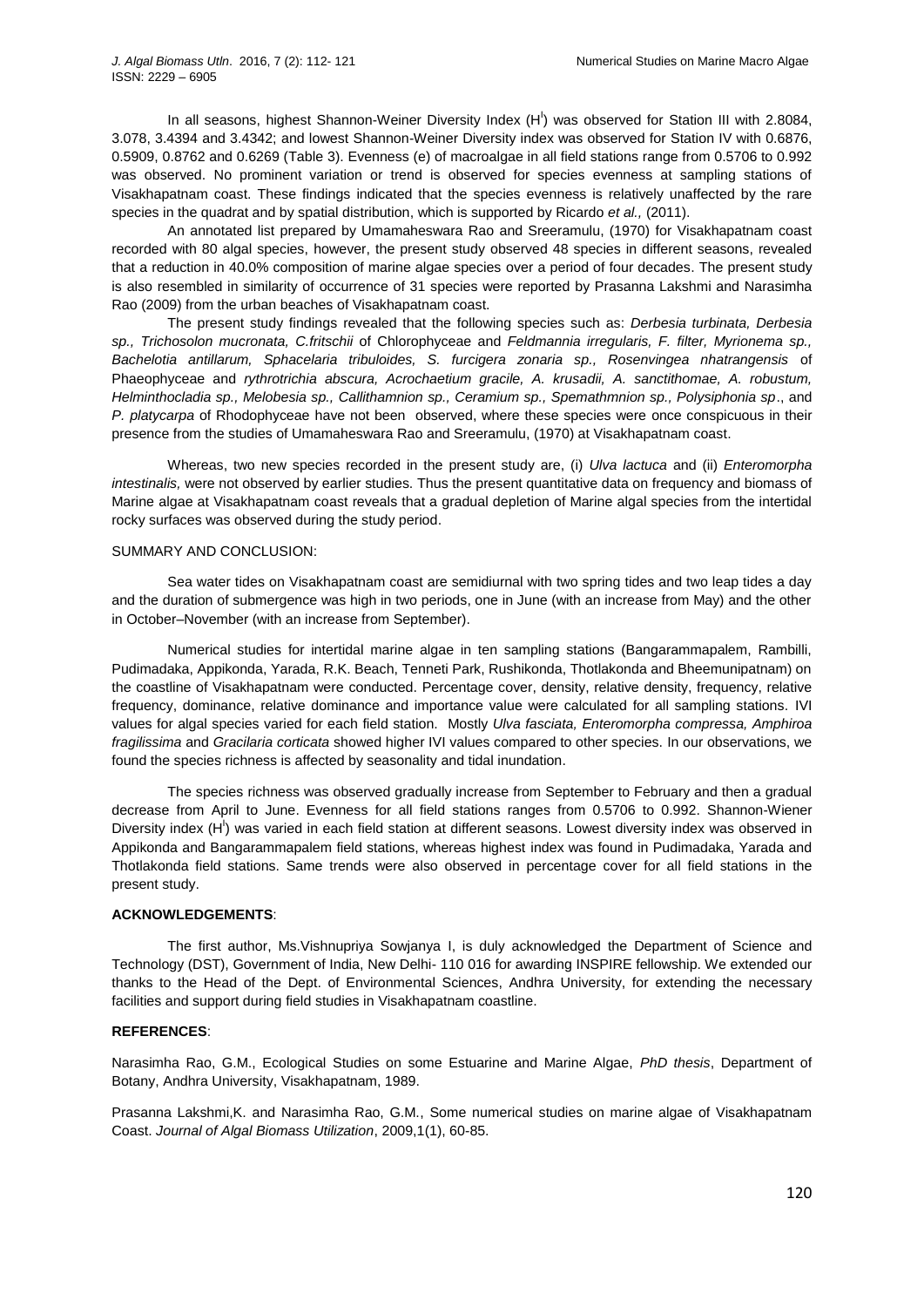In all seasons, highest Shannon-Weiner Diversity Index ($H^{I}$) was observed for Station III with 2.8084, 3.078, 3.4394 and 3.4342; and lowest Shannon-Weiner Diversity index was observed for Station IV with 0.6876, 0.5909, 0.8762 and 0.6269 (Table 3). Evenness (e) of macroalgae in all field stations range from 0.5706 to 0.992 was observed. No prominent variation or trend is observed for species evenness at sampling stations of Visakhapatnam coast. These findings indicated that the species evenness is relatively unaffected by the rare species in the quadrat and by spatial distribution, which is supported by Ricardo *et al.,* (2011).

An annotated list prepared by Umamaheswara Rao and Sreeramulu, (1970) for Visakhapatnam coast recorded with 80 algal species, however, the present study observed 48 species in different seasons, revealed that a reduction in 40.0% composition of marine algae species over a period of four decades. The present study is also resembled in similarity of occurrence of 31 species were reported by Prasanna Lakshmi and Narasimha Rao (2009) from the urban beaches of Visakhapatnam coast.

The present study findings revealed that the following species such as: *Derbesia turbinata, Derbesia sp., Trichosolon mucronata, C.fritschii* of Chlorophyceae and *Feldmannia irregularis, F. filter, Myrionema sp., Bachelotia antillarum, Sphacelaria tribuloides, S. furcigera zonaria sp., Rosenvingea nhatrangensis* of Phaeophyceae and *rythrotrichia abscura, Acrochaetium gracile, A. krusadii, A. sanctithomae, A. robustum, Helminthocladia sp., Melobesia sp., Callithamnion sp., Ceramium sp., Spemathmnion sp., Polysiphonia sp*., and *P. platycarpa* of Rhodophyceae have not been observed, where these species were once conspicuous in their presence from the studies of Umamaheswara Rao and Sreeramulu, (1970) at Visakhapatnam coast.

Whereas, two new species recorded in the present study are, (i) *Ulva lactuca* and (ii) *Enteromorpha intestinalis,* were not observed by earlier studies. Thus the present quantitative data on frequency and biomass of Marine algae at Visakhapatnam coast reveals that a gradual depletion of Marine algal species from the intertidal rocky surfaces was observed during the study period.

SUMMARY AND CONCLUSION:

Sea water tides on Visakhapatnam coast are semidiurnal with two spring tides and two leap tides a day and the duration of submergence was high in two periods, one in June (with an increase from May) and the other in October–November (with an increase from September).

Numerical studies for intertidal marine algae in ten sampling stations (Bangarammapalem, Rambilli, Pudimadaka, Appikonda, Yarada, R.K. Beach, Tenneti Park, Rushikonda, Thotlakonda and Bheemunipatnam) on the coastline of Visakhapatnam were conducted. Percentage cover, density, relative density, frequency, relative frequency, dominance, relative dominance and importance value were calculated for all sampling stations. IVI values for algal species varied for each field station. Mostly *Ulva fasciata, Enteromorpha compressa, Amphiroa fragilissima* and *Gracilaria corticata* showed higher IVI values compared to other species. In our observations, we found the species richness is affected by seasonality and tidal inundation.

The species richness was observed gradually increase from September to February and then a gradual decrease from April to June. Evenness for all field stations ranges from 0.5706 to 0.992. Shannon-Wiener Diversity index ($H^{I}$) was varied in each field station at different seasons. Lowest diversity index was observed in Appikonda and Bangarammapalem field stations, whereas highest index was found in Pudimadaka, Yarada and Thotlakonda field stations. Same trends were also observed in percentage cover for all field stations in the present study.

**ACKNOWLEDGEMENTS**:

The first author, Ms.Vishnupriya Sowjanya I, is duly acknowledged the Department of Science and Technology (DST), Government of India, New Delhi- 110 016 for awarding INSPIRE fellowship. We extended our thanks to the Head of the Dept. of Environmental Sciences, Andhra University, for extending the necessary facilities and support during field studies in Visakhapatnam coastline.

**REFERENCES**:

Narasimha Rao, G.M., Ecological Studies on some Estuarine and Marine Algae, *PhD thesis*, Department of Botany, Andhra University, Visakhapatnam, 1989.

Prasanna Lakshmi,K. and Narasimha Rao, G.M., Some numerical studies on marine algae of Visakhapatnam Coast. *Journal of Algal Biomass Utilization*, 2009,1(1), 60-85.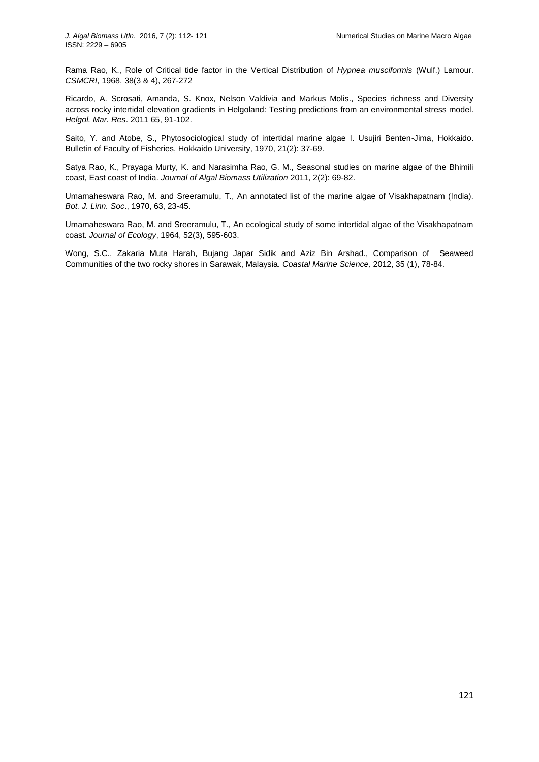Rama Rao, K., Role of Critical tide factor in the Vertical Distribution of *Hypnea musciformis* (Wulf.) Lamour. *CSMCRI*, 1968, 38(3 & 4), 267-272

Ricardo, A. Scrosati, Amanda, S. Knox, Nelson Valdivia and Markus Molis., Species richness and Diversity across rocky intertidal elevation gradients in Helgoland: Testing predictions from an environmental stress model. *Helgol. Mar. Res*. 2011 65, 91-102.

Saito, Y. and Atobe, S., Phytosociological study of intertidal marine algae I. Usujiri Benten-Jima, Hokkaido. Bulletin of Faculty of Fisheries, Hokkaido University, 1970, 21(2): 37-69.

Satya Rao, K., Prayaga Murty, K. and Narasimha Rao, G. M., Seasonal studies on marine algae of the Bhimili coast, East coast of India. *Journal of Algal Biomass Utilization* 2011, 2(2): 69-82.

Umamaheswara Rao, M. and Sreeramulu, T., An annotated list of the marine algae of Visakhapatnam (India). *Bot. J. Linn. Soc*., 1970, 63, 23-45.

Umamaheswara Rao, M. and Sreeramulu, T., An ecological study of some intertidal algae of the Visakhapatnam coast. *Journal of Ecology*, 1964, 52(3), 595-603.

Wong, S.C., Zakaria Muta Harah, Bujang Japar Sidik and Aziz Bin Arshad., Comparison of Seaweed Communities of the two rocky shores in Sarawak, Malaysia. *Coastal Marine Science,* 2012, 35 (1), 78-84.